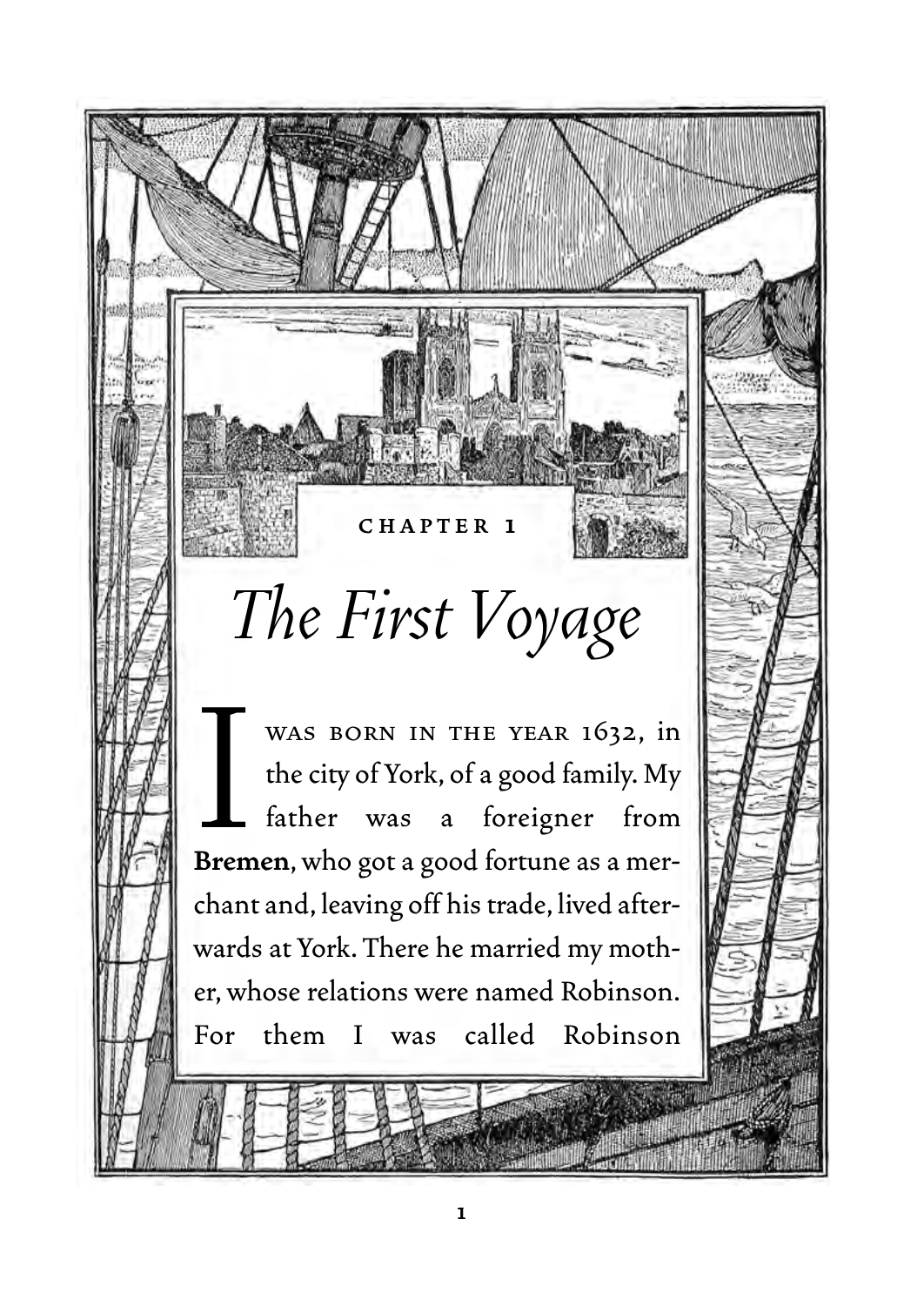CHAPTER 1

# *The First Voyage*

I WAS BORN IN THE YEAR 1632, in the city of York, of a good family. My father was a foreigner from **Bremen**, who got a good fortune as a merchant and, leaving off his trade, lived afterwards at York. There he married my mother, whose relations were named Robinson. For them I was called Robinson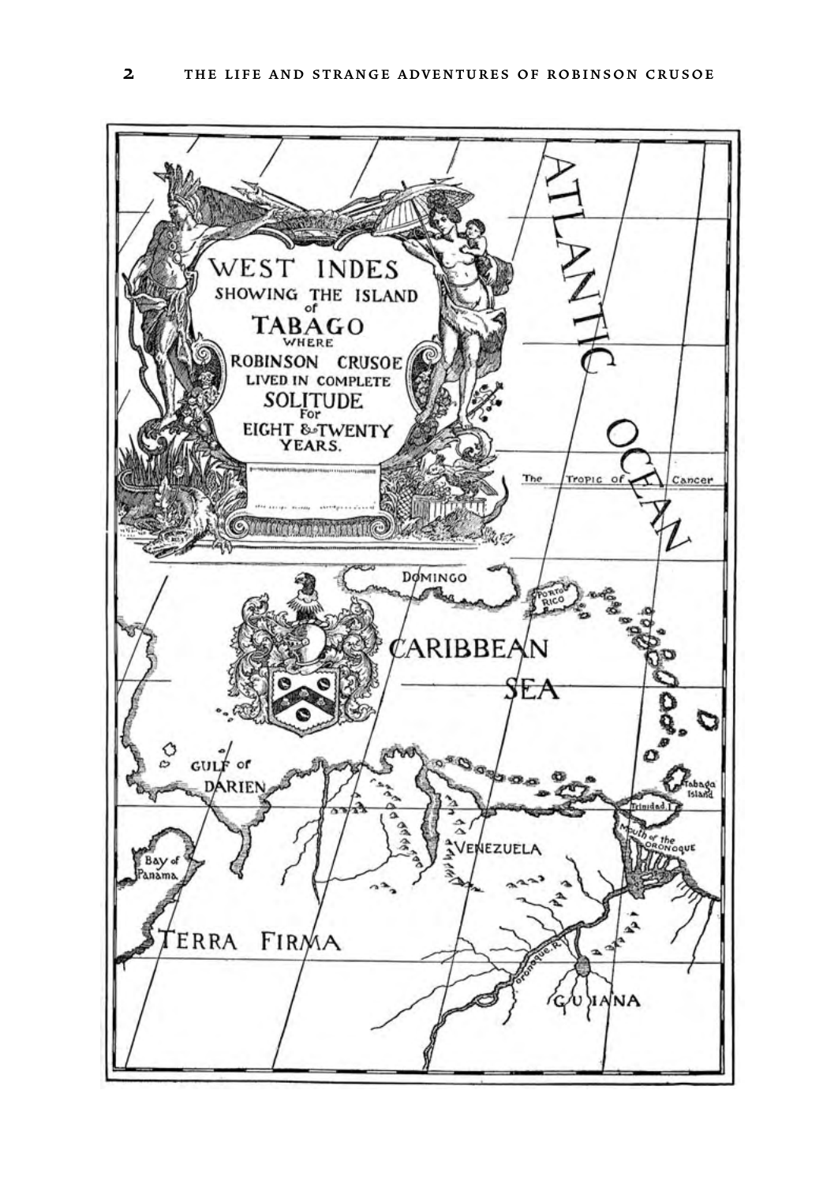WEST INDES
SHOWING THE ISLAND
of
TABAGO
WHERE
ROBINSON CRUSOE
LIVED IN COMPLETE
SOLITUDE
For
EIGHT & TWENTY
YEARS.

ATLANTIC OCEAN

The Tropic of Cancer

DOMINGO

PORTO RICO

CARIBBEAN SEA

GULF of DARIEN

Tabago Island

Trinidad I.

Mouth of the Oronoque

Bay of Panama

VENEZUELA

TERRA FIRMA

Oronoque R.

GUIANA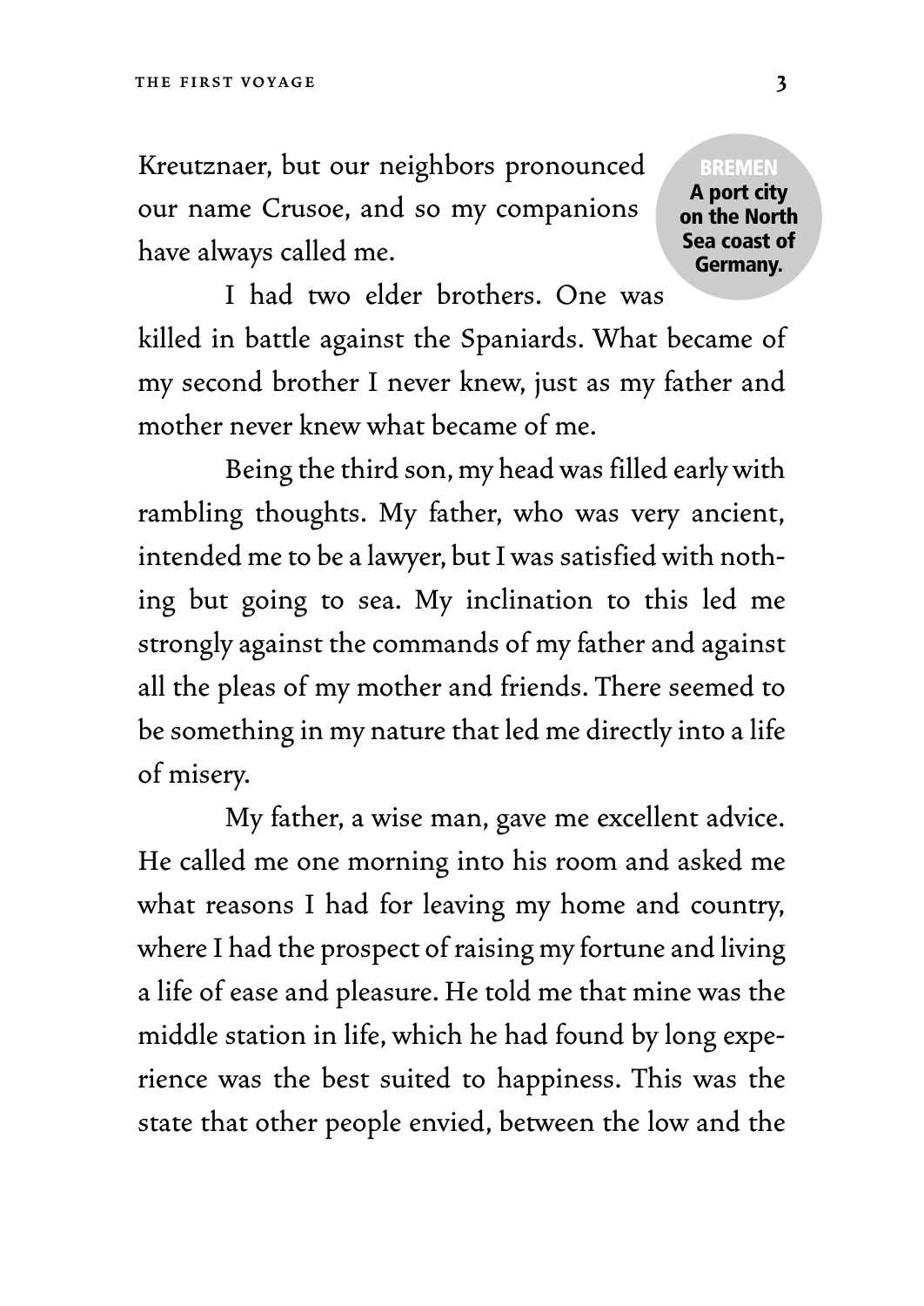Kreutznaer, but our neighbors pronounced our name Crusoe, and so my companions have always called me.

> **BREMEN**
> **A port city on the North Sea coast of Germany.**

I had two elder brothers. One was killed in battle against the Spaniards. What became of my second brother I never knew, just as my father and mother never knew what became of me.

Being the third son, my head was filled early with rambling thoughts. My father, who was very ancient, intended me to be a lawyer, but I was satisfied with nothing but going to sea. My inclination to this led me strongly against the commands of my father and against all the pleas of my mother and friends. There seemed to be something in my nature that led me directly into a life of misery.

My father, a wise man, gave me excellent advice. He called me one morning into his room and asked me what reasons I had for leaving my home and country, where I had the prospect of raising my fortune and living a life of ease and pleasure. He told me that mine was the middle station in life, which he had found by long experience was the best suited to happiness. This was the state that other people envied, between the low and the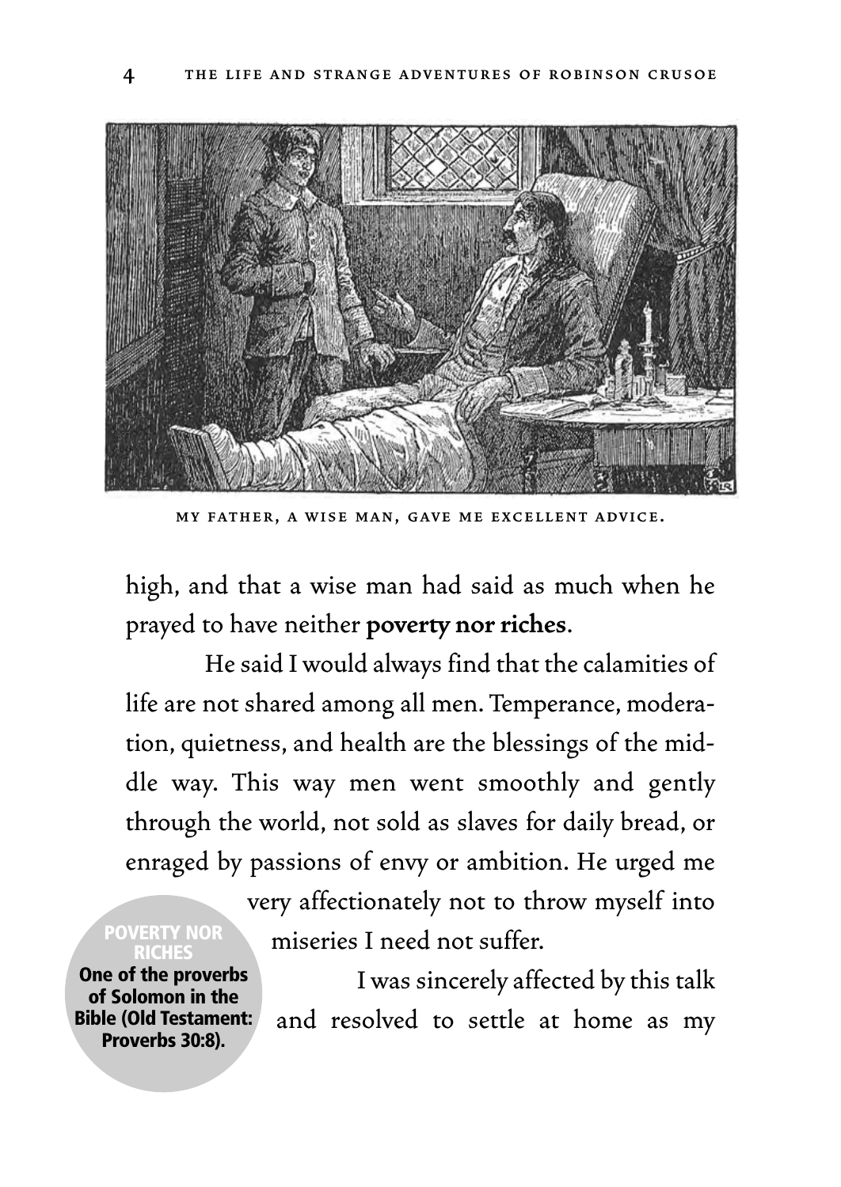MY FATHER, A WISE MAN, GAVE ME EXCELLENT ADVICE.

high, and that a wise man had said as much when he prayed to have neither **poverty nor riches**.

He said I would always find that the calamities of life are not shared among all men. Temperance, moderation, quietness, and health are the blessings of the middle way. This way men went smoothly and gently through the world, not sold as slaves for daily bread, or enraged by passions of envy or ambition. He urged me very affectionately not to throw myself into miseries I need not suffer.

I was sincerely affected by this talk and resolved to settle at home as my

**POVERTY NOR RICHES**
**One of the proverbs of Solomon in the Bible (Old Testament: Proverbs 30:8).**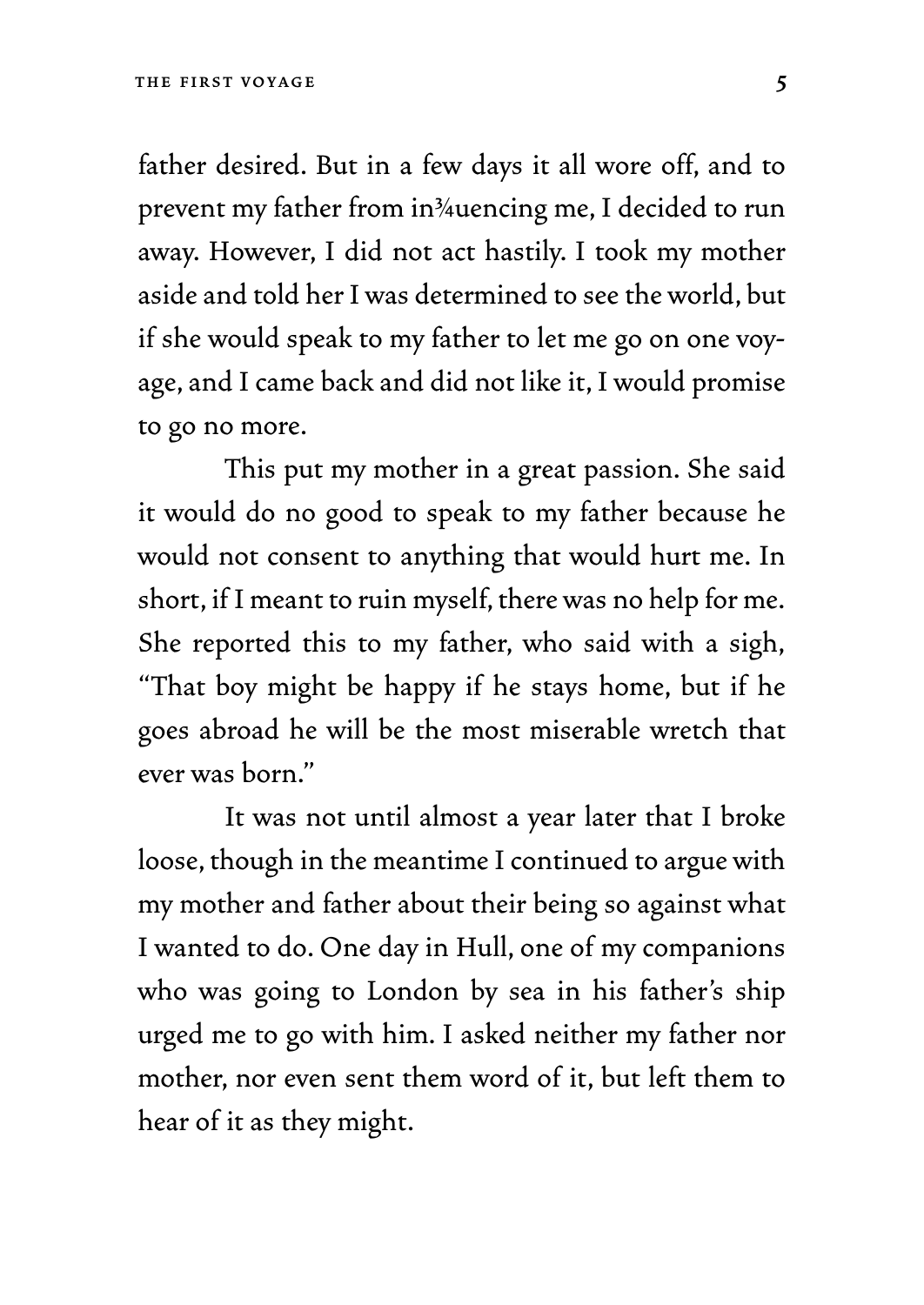father desired. But in a few days it all wore off, and to prevent my father from in¾uencing me, I decided to run away. However, I did not act hastily. I took my mother aside and told her I was determined to see the world, but if she would speak to my father to let me go on one voyage, and I came back and did not like it, I would promise to go no more.

This put my mother in a great passion. She said it would do no good to speak to my father because he would not consent to anything that would hurt me. In short, if I meant to ruin myself, there was no help for me. She reported this to my father, who said with a sigh, "That boy might be happy if he stays home, but if he goes abroad he will be the most miserable wretch that ever was born."

It was not until almost a year later that I broke loose, though in the meantime I continued to argue with my mother and father about their being so against what I wanted to do. One day in Hull, one of my companions who was going to London by sea in his father's ship urged me to go with him. I asked neither my father nor mother, nor even sent them word of it, but left them to hear of it as they might.